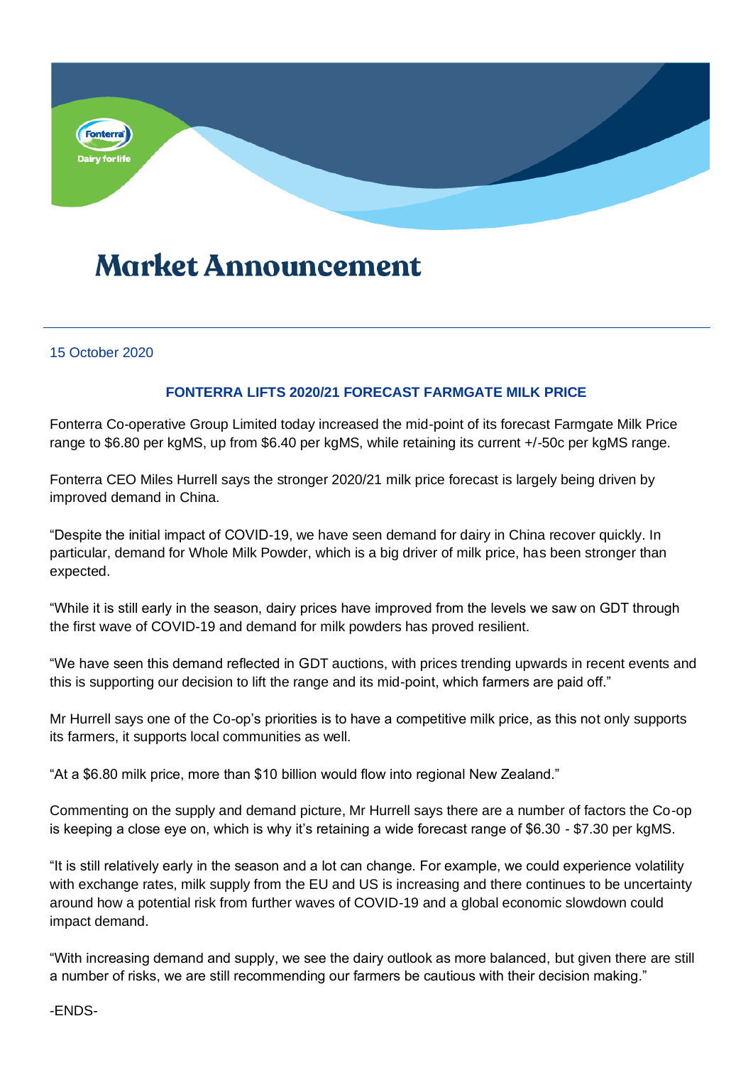# Market Announcement

15 October 2020

## FONTERRA LIFTS 2020/21 FORECAST FARMGATE MILK PRICE

Fonterra Co-operative Group Limited today increased the mid-point of its forecast Farmgate Milk Price range to $6.80 per kgMS, up from $6.40 per kgMS, while retaining its current +/-50c per kgMS range.

Fonterra CEO Miles Hurrell says the stronger 2020/21 milk price forecast is largely being driven by improved demand in China.

"Despite the initial impact of COVID-19, we have seen demand for dairy in China recover quickly. In particular, demand for Whole Milk Powder, which is a big driver of milk price, has been stronger than expected.

"While it is still early in the season, dairy prices have improved from the levels we saw on GDT through the first wave of COVID-19 and demand for milk powders has proved resilient.

"We have seen this demand reflected in GDT auctions, with prices trending upwards in recent events and this is supporting our decision to lift the range and its mid-point, which farmers are paid off."

Mr Hurrell says one of the Co-op's priorities is to have a competitive milk price, as this not only supports its farmers, it supports local communities as well.

"At a $6.80 milk price, more than $10 billion would flow into regional New Zealand."

Commenting on the supply and demand picture, Mr Hurrell says there are a number of factors the Co-op is keeping a close eye on, which is why it's retaining a wide forecast range of $6.30 - $7.30 per kgMS.

"It is still relatively early in the season and a lot can change. For example, we could experience volatility with exchange rates, milk supply from the EU and US is increasing and there continues to be uncertainty around how a potential risk from further waves of COVID-19 and a global economic slowdown could impact demand.

"With increasing demand and supply, we see the dairy outlook as more balanced, but given there are still a number of risks, we are still recommending our farmers be cautious with their decision making."

-ENDS-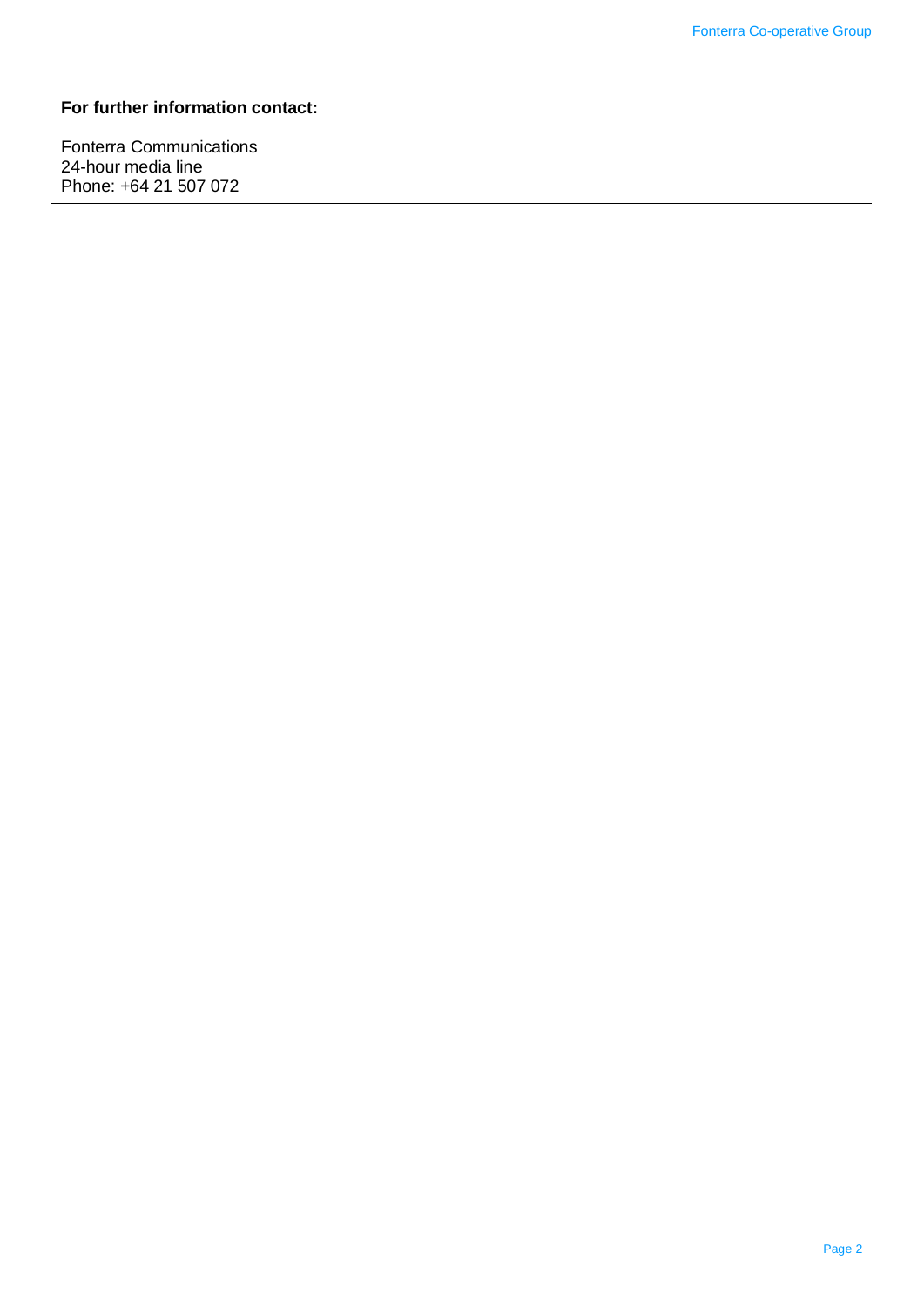**For further information contact:**

Fonterra Communications
24-hour media line
Phone: +64 21 507 072